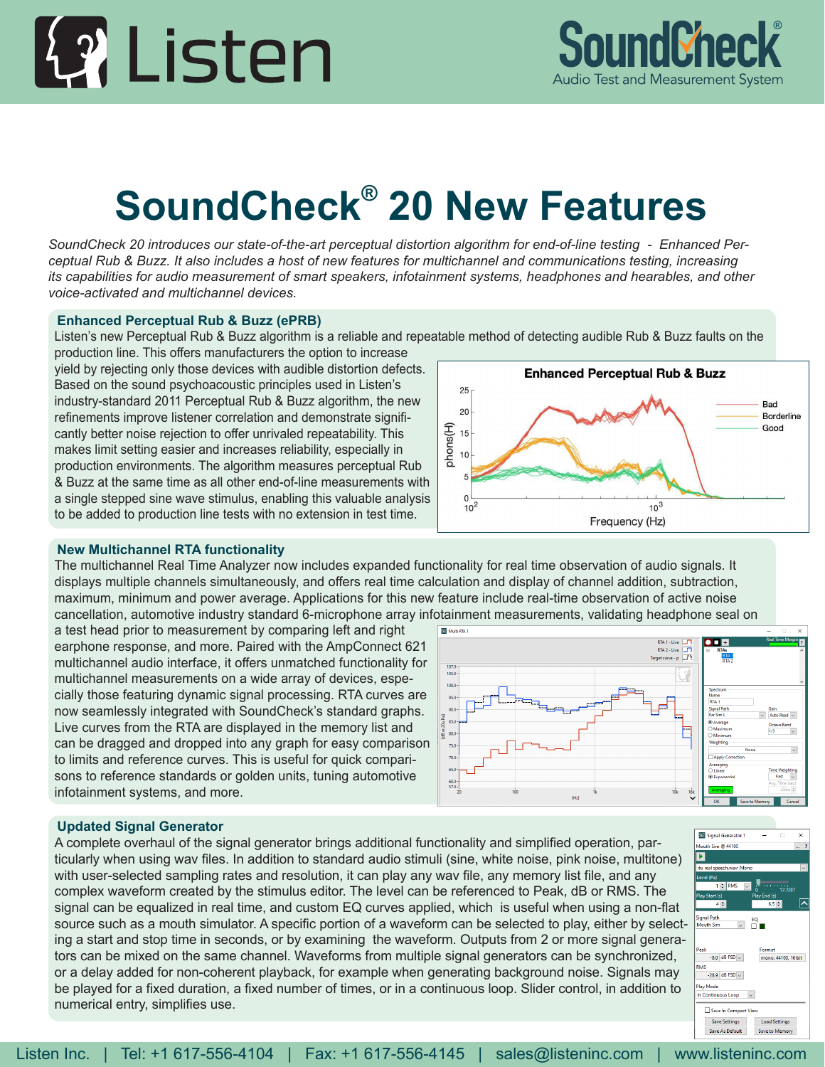# SoundCheck® 20 New Features

*SoundCheck 20 introduces our state-of-the-art perceptual distortion algorithm for end-of-line testing - Enhanced Perceptual Rub & Buzz. It also includes a host of new features for multichannel and communications testing, increasing its capabilities for audio measurement of smart speakers, infotainment systems, headphones and hearables, and other voice-activated and multichannel devices.*

## Enhanced Perceptual Rub & Buzz (ePRB)

Listen's new Perceptual Rub & Buzz algorithm is a reliable and repeatable method of detecting audible Rub & Buzz faults on the production line. This offers manufacturers the option to increase yield by rejecting only those devices with audible distortion defects. Based on the sound psychoacoustic principles used in Listen's industry-standard 2011 Perceptual Rub & Buzz algorithm, the new refinements improve listener correlation and demonstrate significantly better noise rejection to offer unrivaled repeatability. This makes limit setting easier and increases reliability, especially in production environments. The algorithm measures perceptual Rub & Buzz at the same time as all other end-of-line measurements with a single stepped sine wave stimulus, enabling this valuable analysis to be added to production line tests with no extension in test time.

## New Multichannel RTA functionality

The multichannel Real Time Analyzer now includes expanded functionality for real time observation of audio signals. It displays multiple channels simultaneously, and offers real time calculation and display of channel addition, subtraction, maximum, minimum and power average. Applications for this new feature include real-time observation of active noise cancellation, automotive industry standard 6-microphone array infotainment measurements, validating headphone seal on a test head prior to measurement by comparing left and right earphone response, and more. Paired with the AmpConnect 621 multichannel audio interface, it offers unmatched functionality for multichannel measurements on a wide array of devices, especially those featuring dynamic signal processing. RTA curves are now seamlessly integrated with SoundCheck's standard graphs. Live curves from the RTA are displayed in the memory list and can be dragged and dropped into any graph for easy comparison to limits and reference curves. This is useful for quick comparisons to reference standards or golden units, tuning automotive infotainment systems, and more.

## Updated Signal Generator

A complete overhaul of the signal generator brings additional functionality and simplified operation, particularly when using wav files. In addition to standard audio stimuli (sine, white noise, pink noise, multitone) with user-selected sampling rates and resolution, it can play any wav file, any memory list file, and any complex waveform created by the stimulus editor. The level can be referenced to Peak, dB or RMS. The signal can be equalized in real time, and custom EQ curves applied, which is useful when using a non-flat source such as a mouth simulator. A specific portion of a waveform can be selected to play, either by selecting a start and stop time in seconds, or by examining the waveform. Outputs from 2 or more signal generators can be mixed on the same channel. Waveforms from multiple signal generators can be synchronized, or a delay added for non-coherent playback, for example when generating background noise. Signals may be played for a fixed duration, a fixed number of times, or in a continuous loop. Slider control, in addition to numerical entry, simplifies use.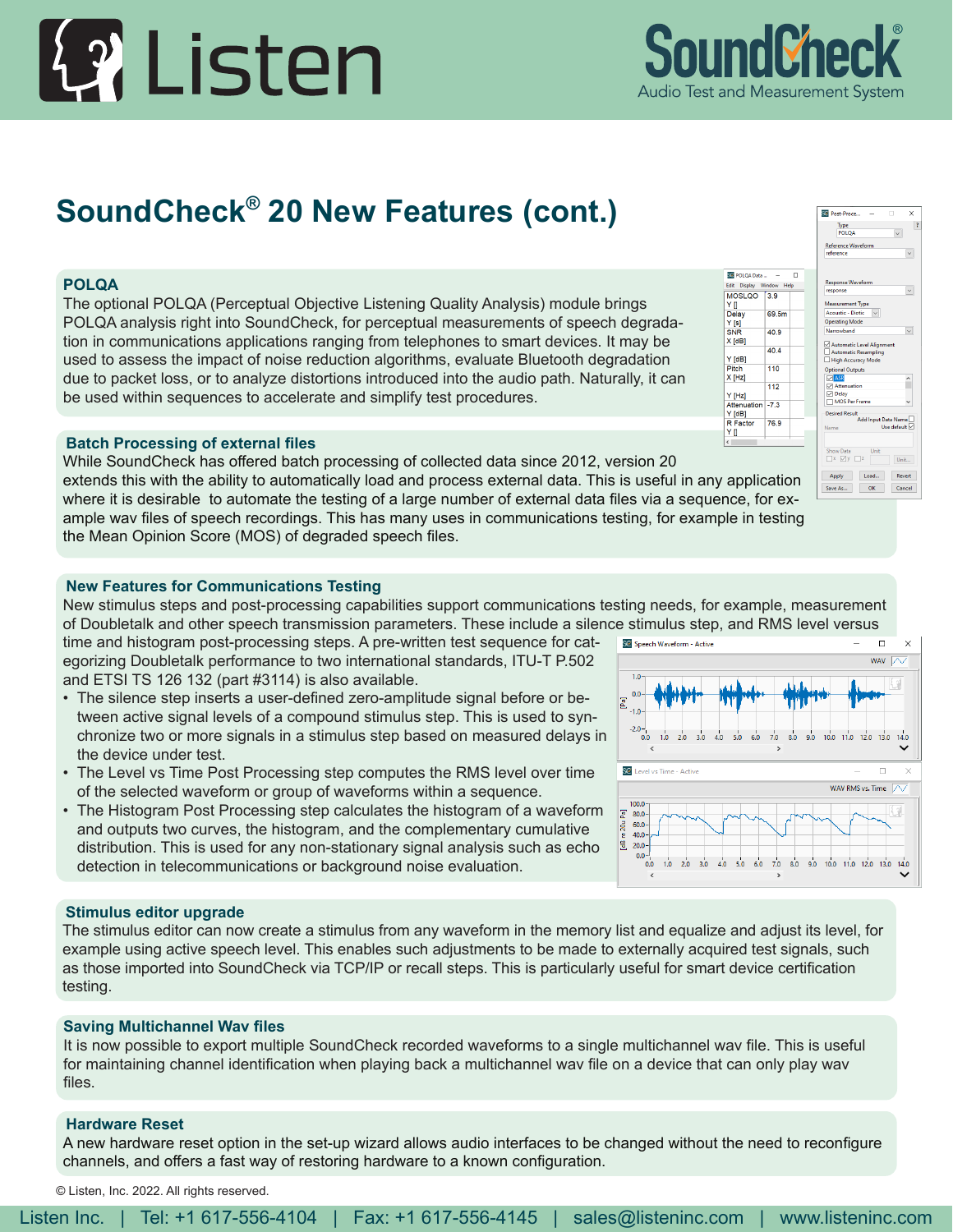# SoundCheck® 20 New Features (cont.)

## POLQA

The optional POLQA (Perceptual Objective Listening Quality Analysis) module brings POLQA analysis right into SoundCheck, for perceptual measurements of speech degradation in communications applications ranging from telephones to smart devices. It may be used to assess the impact of noise reduction algorithms, evaluate Bluetooth degradation due to packet loss, or to analyze distortions introduced into the audio path. Naturally, it can be used within sequences to accelerate and simplify test procedures.

## Batch Processing of external files

While SoundCheck has offered batch processing of collected data since 2012, version 20 extends this with the ability to automatically load and process external data. This is useful in any application where it is desirable to automate the testing of a large number of external data files via a sequence, for example wav files of speech recordings. This has many uses in communications testing, for example in testing the Mean Opinion Score (MOS) of degraded speech files.

## New Features for Communications Testing

New stimulus steps and post-processing capabilities support communications testing needs, for example, measurement of Doubletalk and other speech transmission parameters. These include a silence stimulus step, and RMS level versus time and histogram post-processing steps. A pre-written test sequence for categorizing Doubletalk performance to two international standards, ITU-T P.502 and ETSI TS 126 132 (part #3114) is also available.

- The silence step inserts a user-defined zero-amplitude signal before or between active signal levels of a compound stimulus step. This is used to synchronize two or more signals in a stimulus step based on measured delays in the device under test.
- The Level vs Time Post Processing step computes the RMS level over time of the selected waveform or group of waveforms within a sequence.
- The Histogram Post Processing step calculates the histogram of a waveform and outputs two curves, the histogram, and the complementary cumulative distribution. This is used for any non-stationary signal analysis such as echo detection in telecommunications or background noise evaluation.

## Stimulus editor upgrade

The stimulus editor can now create a stimulus from any waveform in the memory list and equalize and adjust its level, for example using active speech level. This enables such adjustments to be made to externally acquired test signals, such as those imported into SoundCheck via TCP/IP or recall steps. This is particularly useful for smart device certification testing.

## Saving Multichannel Wav files

It is now possible to export multiple SoundCheck recorded waveforms to a single multichannel wav file. This is useful for maintaining channel identification when playing back a multichannel wav file on a device that can only play wav files.

## Hardware Reset

A new hardware reset option in the set-up wizard allows audio interfaces to be changed without the need to reconfigure channels, and offers a fast way of restoring hardware to a known configuration.

© Listen, Inc. 2022. All rights reserved.

Listen Inc. | Tel: +1 617-556-4104 | Fax: +1 617-556-4145 | sales@listeninc.com | www.listeninc.com